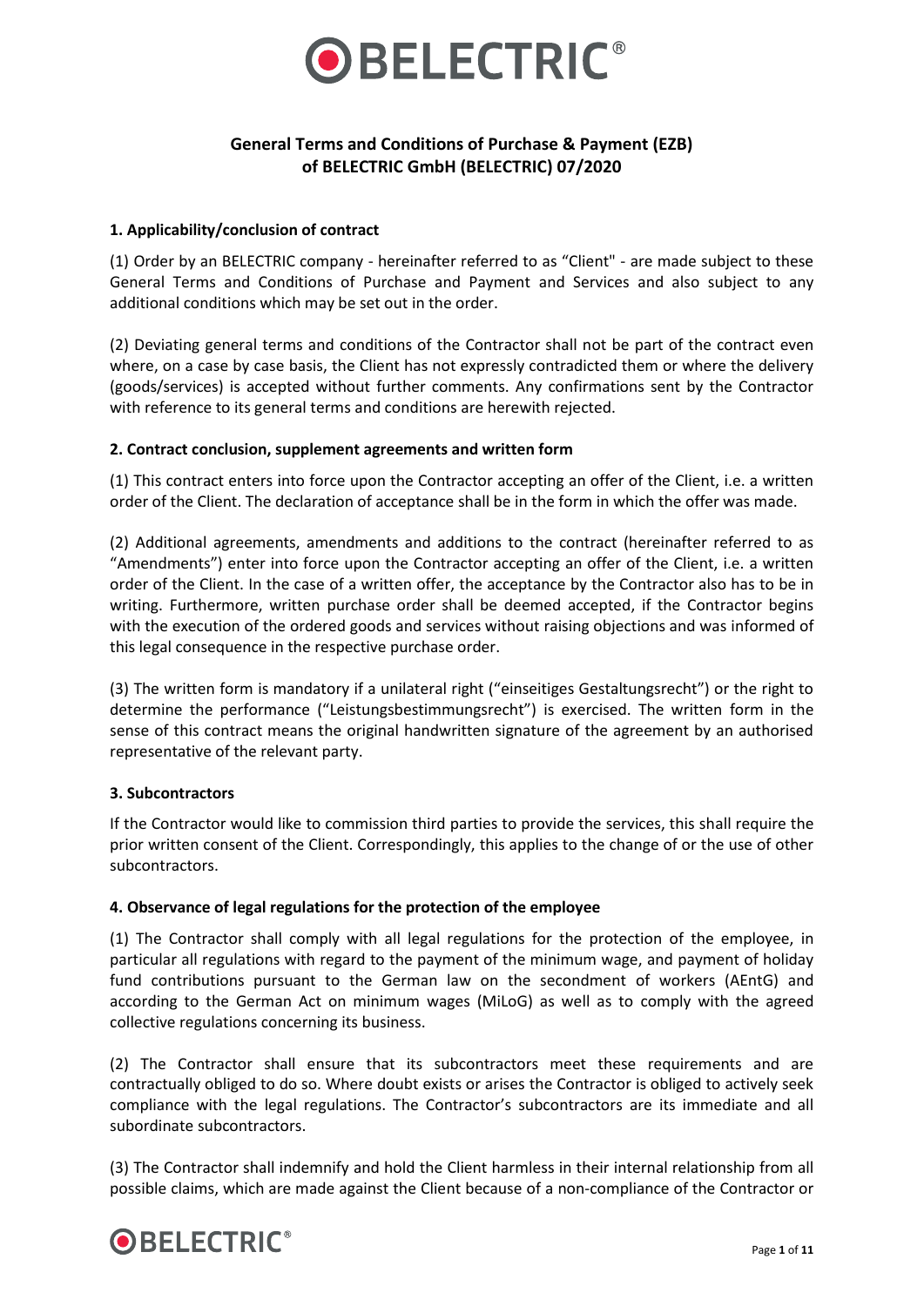# General Terms and Conditions of Purchase & Payment (EZB) of BELECTRIC GmbH (BELECTRIC) 07/2020

## 1. Applicability/conclusion of contract

(1) Order by an BELECTRIC company - hereinafter referred to as "Client" - are made subject to these General Terms and Conditions of Purchase and Payment and Services and also subject to any additional conditions which may be set out in the order.

(2) Deviating general terms and conditions of the Contractor shall not be part of the contract even where, on a case by case basis, the Client has not expressly contradicted them or where the delivery (goods/services) is accepted without further comments. Any confirmations sent by the Contractor with reference to its general terms and conditions are herewith rejected.

## 2. Contract conclusion, supplement agreements and written form

(1) This contract enters into force upon the Contractor accepting an offer of the Client, i.e. a written order of the Client. The declaration of acceptance shall be in the form in which the offer was made.

(2) Additional agreements, amendments and additions to the contract (hereinafter referred to as "Amendments") enter into force upon the Contractor accepting an offer of the Client, i.e. a written order of the Client. In the case of a written offer, the acceptance by the Contractor also has to be in writing. Furthermore, written purchase order shall be deemed accepted, if the Contractor begins with the execution of the ordered goods and services without raising objections and was informed of this legal consequence in the respective purchase order.

(3) The written form is mandatory if a unilateral right ("einseitiges Gestaltungsrecht") or the right to determine the performance ("Leistungsbestimmungsrecht") is exercised. The written form in the sense of this contract means the original handwritten signature of the agreement by an authorised representative of the relevant party.

## 3. Subcontractors

If the Contractor would like to commission third parties to provide the services, this shall require the prior written consent of the Client. Correspondingly, this applies to the change of or the use of other subcontractors.

## 4. Observance of legal regulations for the protection of the employee

(1) The Contractor shall comply with all legal regulations for the protection of the employee, in particular all regulations with regard to the payment of the minimum wage, and payment of holiday fund contributions pursuant to the German law on the secondment of workers (AEntG) and according to the German Act on minimum wages (MiLoG) as well as to comply with the agreed collective regulations concerning its business.

(2) The Contractor shall ensure that its subcontractors meet these requirements and are contractually obliged to do so. Where doubt exists or arises the Contractor is obliged to actively seek compliance with the legal regulations. The Contractor's subcontractors are its immediate and all subordinate subcontractors.

(3) The Contractor shall indemnify and hold the Client harmless in their internal relationship from all possible claims, which are made against the Client because of a non-compliance of the Contractor or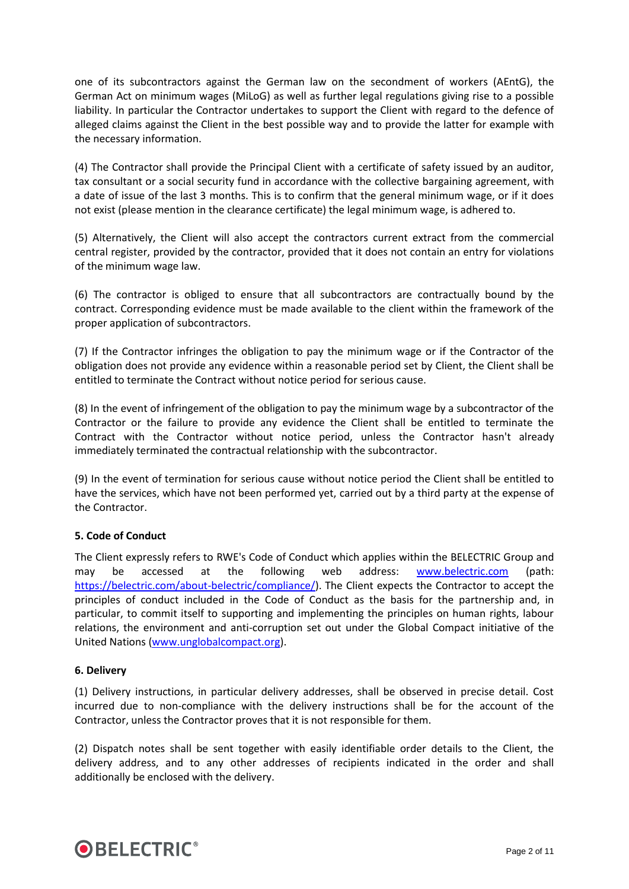one of its subcontractors against the German law on the secondment of workers (AEntG), the German Act on minimum wages (MiLoG) as well as further legal regulations giving rise to a possible liability. In particular the Contractor undertakes to support the Client with regard to the defence of alleged claims against the Client in the best possible way and to provide the latter for example with the necessary information.

(4) The Contractor shall provide the Principal Client with a certificate of safety issued by an auditor, tax consultant or a social security fund in accordance with the collective bargaining agreement, with a date of issue of the last 3 months. This is to confirm that the general minimum wage, or if it does not exist (please mention in the clearance certificate) the legal minimum wage, is adhered to.

(5) Alternatively, the Client will also accept the contractors current extract from the commercial central register, provided by the contractor, provided that it does not contain an entry for violations of the minimum wage law.

(6) The contractor is obliged to ensure that all subcontractors are contractually bound by the contract. Corresponding evidence must be made available to the client within the framework of the proper application of subcontractors.

(7) If the Contractor infringes the obligation to pay the minimum wage or if the Contractor of the obligation does not provide any evidence within a reasonable period set by Client, the Client shall be entitled to terminate the Contract without notice period for serious cause.

(8) In the event of infringement of the obligation to pay the minimum wage by a subcontractor of the Contractor or the failure to provide any evidence the Client shall be entitled to terminate the Contract with the Contractor without notice period, unless the Contractor hasn't already immediately terminated the contractual relationship with the subcontractor.

(9) In the event of termination for serious cause without notice period the Client shall be entitled to have the services, which have not been performed yet, carried out by a third party at the expense of the Contractor.

**5. Code of Conduct**

The Client expressly refers to RWE's Code of Conduct which applies within the BELECTRIC Group and may be accessed at the following web address: [www.belectric.com](www.belectric.com) (path: [https://belectric.com/about-belectric/compliance/](https://belectric.com/about-belectric/compliance/)). The Client expects the Contractor to accept the principles of conduct included in the Code of Conduct as the basis for the partnership and, in particular, to commit itself to supporting and implementing the principles on human rights, labour relations, the environment and anti-corruption set out under the Global Compact initiative of the United Nations ([www.unglobalcompact.org](www.unglobalcompact.org)).

**6. Delivery**

(1) Delivery instructions, in particular delivery addresses, shall be observed in precise detail. Cost incurred due to non-compliance with the delivery instructions shall be for the account of the Contractor, unless the Contractor proves that it is not responsible for them.

(2) Dispatch notes shall be sent together with easily identifiable order details to the Client, the delivery address, and to any other addresses of recipients indicated in the order and shall additionally be enclosed with the delivery.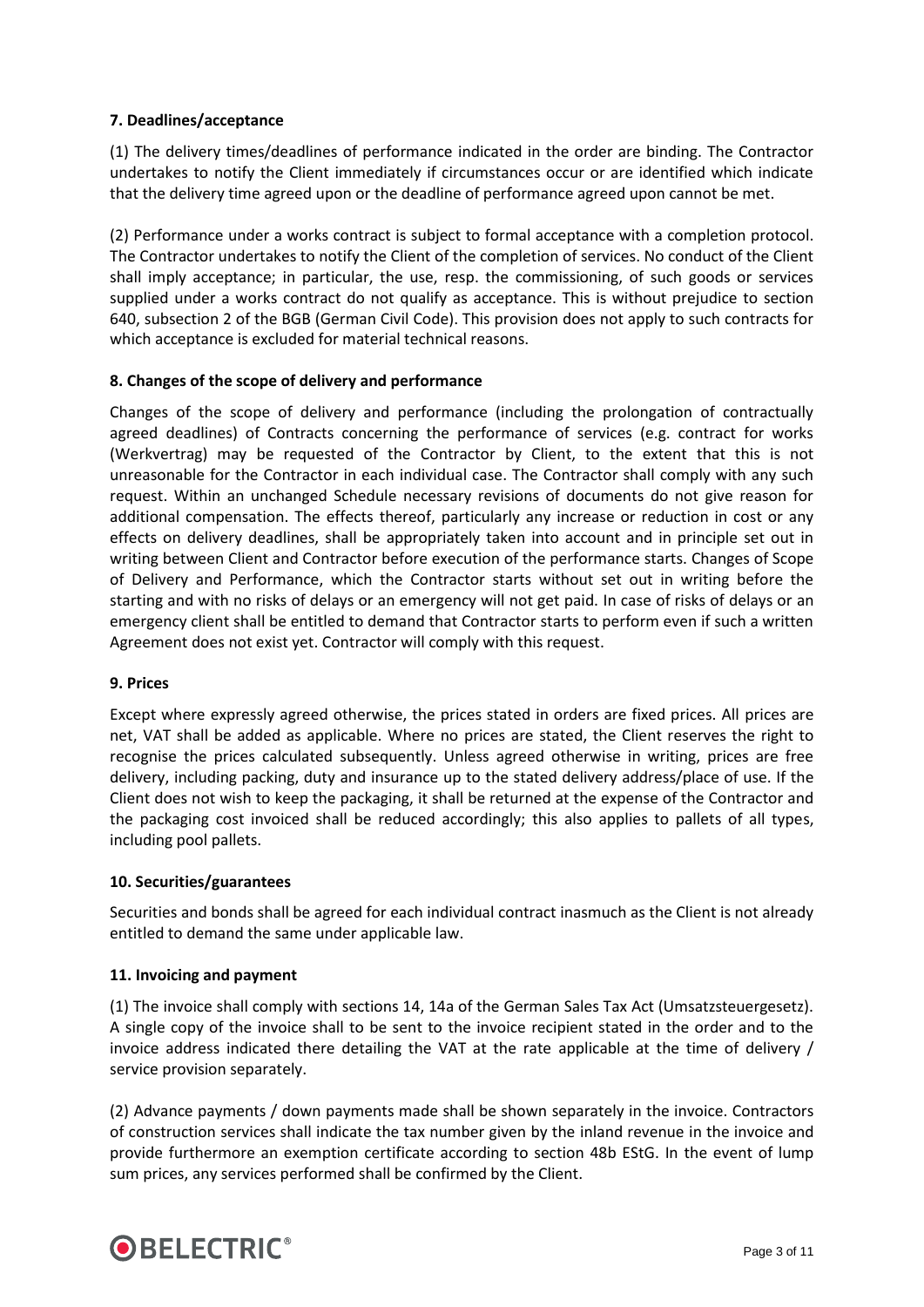**7. Deadlines/acceptance**

(1) The delivery times/deadlines of performance indicated in the order are binding. The Contractor undertakes to notify the Client immediately if circumstances occur or are identified which indicate that the delivery time agreed upon or the deadline of performance agreed upon cannot be met.

(2) Performance under a works contract is subject to formal acceptance with a completion protocol. The Contractor undertakes to notify the Client of the completion of services. No conduct of the Client shall imply acceptance; in particular, the use, resp. the commissioning, of such goods or services supplied under a works contract do not qualify as acceptance. This is without prejudice to section 640, subsection 2 of the BGB (German Civil Code). This provision does not apply to such contracts for which acceptance is excluded for material technical reasons.

**8. Changes of the scope of delivery and performance**

Changes of the scope of delivery and performance (including the prolongation of contractually agreed deadlines) of Contracts concerning the performance of services (e.g. contract for works (Werkvertrag) may be requested of the Contractor by Client, to the extent that this is not unreasonable for the Contractor in each individual case. The Contractor shall comply with any such request. Within an unchanged Schedule necessary revisions of documents do not give reason for additional compensation. The effects thereof, particularly any increase or reduction in cost or any effects on delivery deadlines, shall be appropriately taken into account and in principle set out in writing between Client and Contractor before execution of the performance starts. Changes of Scope of Delivery and Performance, which the Contractor starts without set out in writing before the starting and with no risks of delays or an emergency will not get paid. In case of risks of delays or an emergency client shall be entitled to demand that Contractor starts to perform even if such a written Agreement does not exist yet. Contractor will comply with this request.

**9. Prices**

Except where expressly agreed otherwise, the prices stated in orders are fixed prices. All prices are net, VAT shall be added as applicable. Where no prices are stated, the Client reserves the right to recognise the prices calculated subsequently. Unless agreed otherwise in writing, prices are free delivery, including packing, duty and insurance up to the stated delivery address/place of use. If the Client does not wish to keep the packaging, it shall be returned at the expense of the Contractor and the packaging cost invoiced shall be reduced accordingly; this also applies to pallets of all types, including pool pallets.

**10. Securities/guarantees**

Securities and bonds shall be agreed for each individual contract inasmuch as the Client is not already entitled to demand the same under applicable law.

**11. Invoicing and payment**

(1) The invoice shall comply with sections 14, 14a of the German Sales Tax Act (Umsatzsteuergesetz). A single copy of the invoice shall to be sent to the invoice recipient stated in the order and to the invoice address indicated there detailing the VAT at the rate applicable at the time of delivery / service provision separately.

(2) Advance payments / down payments made shall be shown separately in the invoice. Contractors of construction services shall indicate the tax number given by the inland revenue in the invoice and provide furthermore an exemption certificate according to section 48b EStG. In the event of lump sum prices, any services performed shall be confirmed by the Client.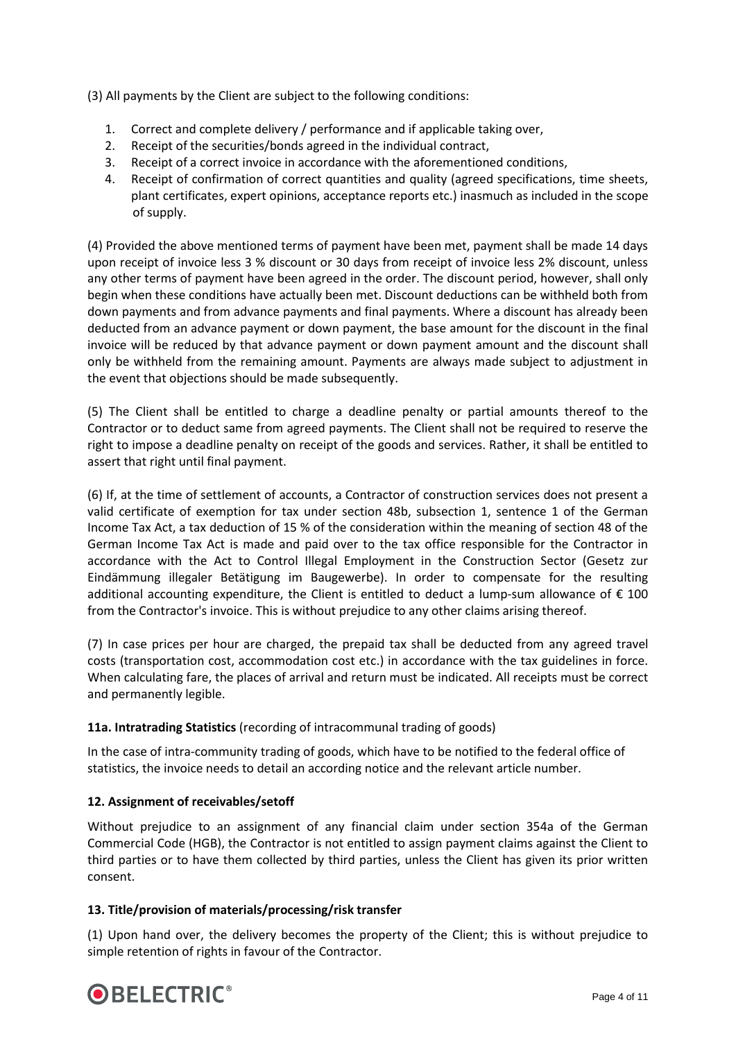(3) All payments by the Client are subject to the following conditions:

1. Correct and complete delivery / performance and if applicable taking over,
2. Receipt of the securities/bonds agreed in the individual contract,
3. Receipt of a correct invoice in accordance with the aforementioned conditions,
4. Receipt of confirmation of correct quantities and quality (agreed specifications, time sheets, plant certificates, expert opinions, acceptance reports etc.) inasmuch as included in the scope of supply.

(4) Provided the above mentioned terms of payment have been met, payment shall be made 14 days upon receipt of invoice less 3 % discount or 30 days from receipt of invoice less 2% discount, unless any other terms of payment have been agreed in the order. The discount period, however, shall only begin when these conditions have actually been met. Discount deductions can be withheld both from down payments and from advance payments and final payments. Where a discount has already been deducted from an advance payment or down payment, the base amount for the discount in the final invoice will be reduced by that advance payment or down payment amount and the discount shall only be withheld from the remaining amount. Payments are always made subject to adjustment in the event that objections should be made subsequently.

(5) The Client shall be entitled to charge a deadline penalty or partial amounts thereof to the Contractor or to deduct same from agreed payments. The Client shall not be required to reserve the right to impose a deadline penalty on receipt of the goods and services. Rather, it shall be entitled to assert that right until final payment.

(6) If, at the time of settlement of accounts, a Contractor of construction services does not present a valid certificate of exemption for tax under section 48b, subsection 1, sentence 1 of the German Income Tax Act, a tax deduction of 15 % of the consideration within the meaning of section 48 of the German Income Tax Act is made and paid over to the tax office responsible for the Contractor in accordance with the Act to Control Illegal Employment in the Construction Sector (Gesetz zur Eindämmung illegaler Betätigung im Baugewerbe). In order to compensate for the resulting additional accounting expenditure, the Client is entitled to deduct a lump-sum allowance of € 100 from the Contractor's invoice. This is without prejudice to any other claims arising thereof.

(7) In case prices per hour are charged, the prepaid tax shall be deducted from any agreed travel costs (transportation cost, accommodation cost etc.) in accordance with the tax guidelines in force. When calculating fare, the places of arrival and return must be indicated. All receipts must be correct and permanently legible.

**11a. Intratrading Statistics** (recording of intracommunal trading of goods)

In the case of intra-community trading of goods, which have to be notified to the federal office of statistics, the invoice needs to detail an according notice and the relevant article number.

**12. Assignment of receivables/setoff**

Without prejudice to an assignment of any financial claim under section 354a of the German Commercial Code (HGB), the Contractor is not entitled to assign payment claims against the Client to third parties or to have them collected by third parties, unless the Client has given its prior written consent.

**13. Title/provision of materials/processing/risk transfer**

(1) Upon hand over, the delivery becomes the property of the Client; this is without prejudice to simple retention of rights in favour of the Contractor.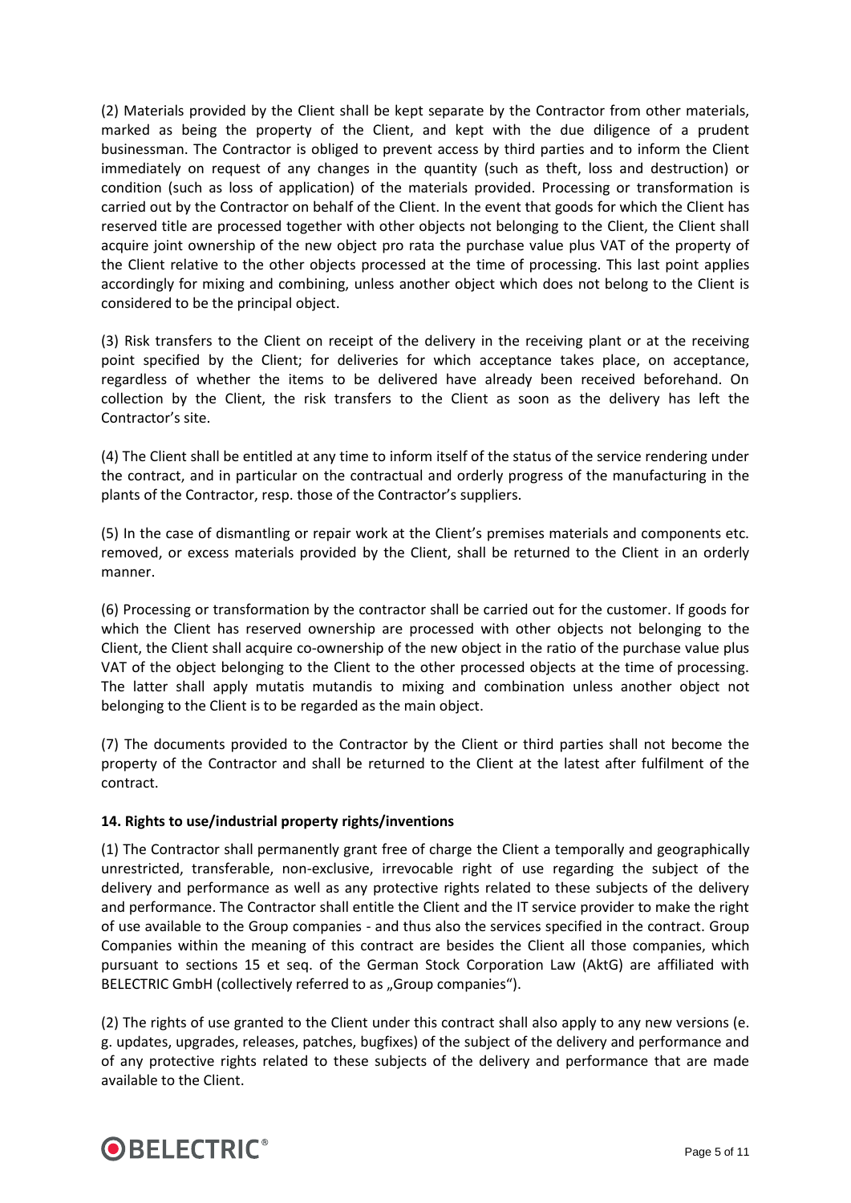(2) Materials provided by the Client shall be kept separate by the Contractor from other materials, marked as being the property of the Client, and kept with the due diligence of a prudent businessman. The Contractor is obliged to prevent access by third parties and to inform the Client immediately on request of any changes in the quantity (such as theft, loss and destruction) or condition (such as loss of application) of the materials provided. Processing or transformation is carried out by the Contractor on behalf of the Client. In the event that goods for which the Client has reserved title are processed together with other objects not belonging to the Client, the Client shall acquire joint ownership of the new object pro rata the purchase value plus VAT of the property of the Client relative to the other objects processed at the time of processing. This last point applies accordingly for mixing and combining, unless another object which does not belong to the Client is considered to be the principal object.

(3) Risk transfers to the Client on receipt of the delivery in the receiving plant or at the receiving point specified by the Client; for deliveries for which acceptance takes place, on acceptance, regardless of whether the items to be delivered have already been received beforehand. On collection by the Client, the risk transfers to the Client as soon as the delivery has left the Contractor's site.

(4) The Client shall be entitled at any time to inform itself of the status of the service rendering under the contract, and in particular on the contractual and orderly progress of the manufacturing in the plants of the Contractor, resp. those of the Contractor's suppliers.

(5) In the case of dismantling or repair work at the Client's premises materials and components etc. removed, or excess materials provided by the Client, shall be returned to the Client in an orderly manner.

(6) Processing or transformation by the contractor shall be carried out for the customer. If goods for which the Client has reserved ownership are processed with other objects not belonging to the Client, the Client shall acquire co-ownership of the new object in the ratio of the purchase value plus VAT of the object belonging to the Client to the other processed objects at the time of processing. The latter shall apply mutatis mutandis to mixing and combination unless another object not belonging to the Client is to be regarded as the main object.

(7) The documents provided to the Contractor by the Client or third parties shall not become the property of the Contractor and shall be returned to the Client at the latest after fulfilment of the contract.

**14. Rights to use/industrial property rights/inventions**

(1) The Contractor shall permanently grant free of charge the Client a temporally and geographically unrestricted, transferable, non-exclusive, irrevocable right of use regarding the subject of the delivery and performance as well as any protective rights related to these subjects of the delivery and performance. The Contractor shall entitle the Client and the IT service provider to make the right of use available to the Group companies - and thus also the services specified in the contract. Group Companies within the meaning of this contract are besides the Client all those companies, which pursuant to sections 15 et seq. of the German Stock Corporation Law (AktG) are affiliated with BELECTRIC GmbH (collectively referred to as „Group companies").

(2) The rights of use granted to the Client under this contract shall also apply to any new versions (e. g. updates, upgrades, releases, patches, bugfixes) of the subject of the delivery and performance and of any protective rights related to these subjects of the delivery and performance that are made available to the Client.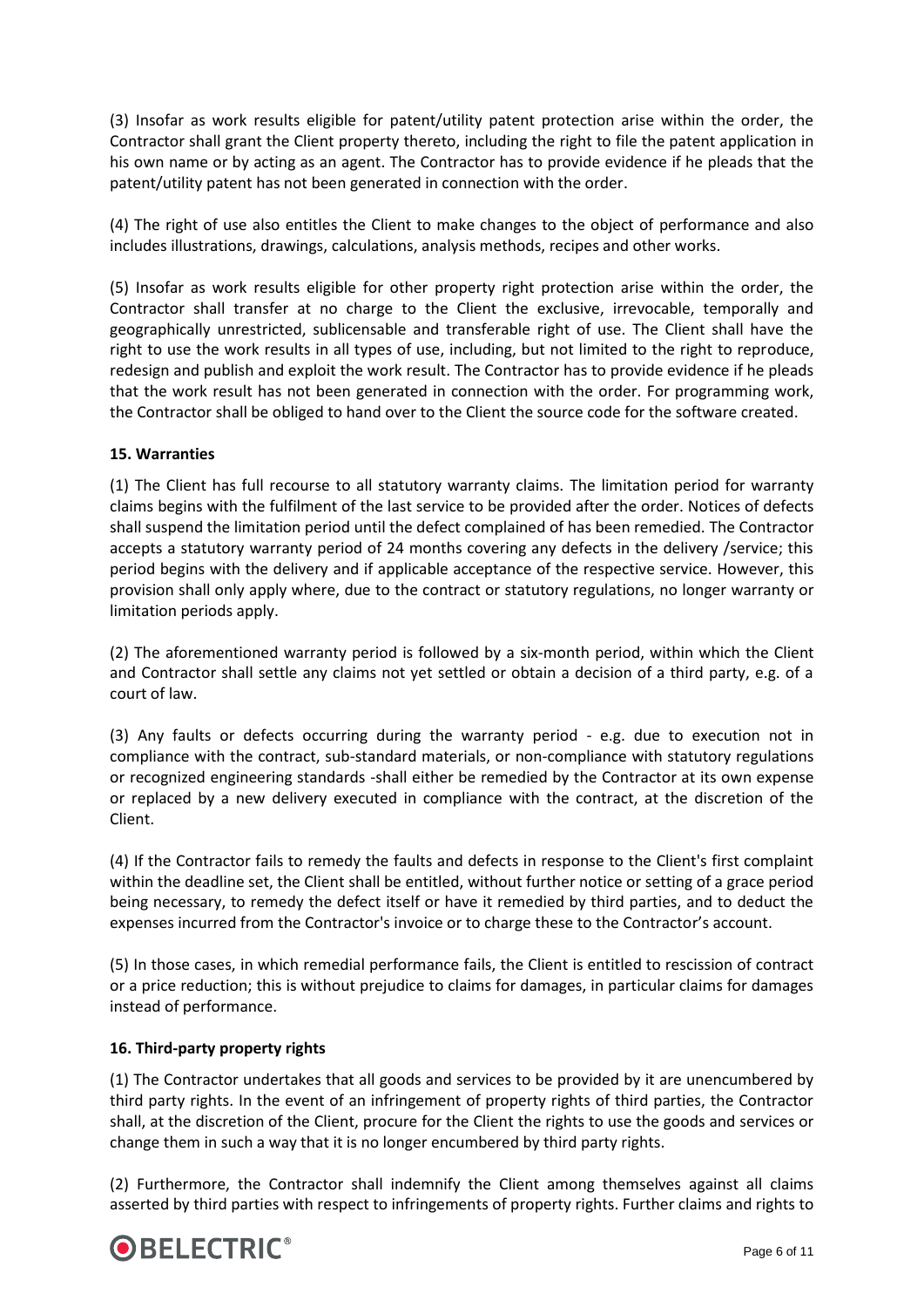(3) Insofar as work results eligible for patent/utility patent protection arise within the order, the Contractor shall grant the Client property thereto, including the right to file the patent application in his own name or by acting as an agent. The Contractor has to provide evidence if he pleads that the patent/utility patent has not been generated in connection with the order.

(4) The right of use also entitles the Client to make changes to the object of performance and also includes illustrations, drawings, calculations, analysis methods, recipes and other works.

(5) Insofar as work results eligible for other property right protection arise within the order, the Contractor shall transfer at no charge to the Client the exclusive, irrevocable, temporally and geographically unrestricted, sublicensable and transferable right of use. The Client shall have the right to use the work results in all types of use, including, but not limited to the right to reproduce, redesign and publish and exploit the work result. The Contractor has to provide evidence if he pleads that the work result has not been generated in connection with the order. For programming work, the Contractor shall be obliged to hand over to the Client the source code for the software created.

**15. Warranties**

(1) The Client has full recourse to all statutory warranty claims. The limitation period for warranty claims begins with the fulfilment of the last service to be provided after the order. Notices of defects shall suspend the limitation period until the defect complained of has been remedied. The Contractor accepts a statutory warranty period of 24 months covering any defects in the delivery /service; this period begins with the delivery and if applicable acceptance of the respective service. However, this provision shall only apply where, due to the contract or statutory regulations, no longer warranty or limitation periods apply.

(2) The aforementioned warranty period is followed by a six-month period, within which the Client and Contractor shall settle any claims not yet settled or obtain a decision of a third party, e.g. of a court of law.

(3) Any faults or defects occurring during the warranty period - e.g. due to execution not in compliance with the contract, sub-standard materials, or non-compliance with statutory regulations or recognized engineering standards -shall either be remedied by the Contractor at its own expense or replaced by a new delivery executed in compliance with the contract, at the discretion of the Client.

(4) If the Contractor fails to remedy the faults and defects in response to the Client's first complaint within the deadline set, the Client shall be entitled, without further notice or setting of a grace period being necessary, to remedy the defect itself or have it remedied by third parties, and to deduct the expenses incurred from the Contractor's invoice or to charge these to the Contractor's account.

(5) In those cases, in which remedial performance fails, the Client is entitled to rescission of contract or a price reduction; this is without prejudice to claims for damages, in particular claims for damages instead of performance.

**16. Third-party property rights**

(1) The Contractor undertakes that all goods and services to be provided by it are unencumbered by third party rights. In the event of an infringement of property rights of third parties, the Contractor shall, at the discretion of the Client, procure for the Client the rights to use the goods and services or change them in such a way that it is no longer encumbered by third party rights.

(2) Furthermore, the Contractor shall indemnify the Client among themselves against all claims asserted by third parties with respect to infringements of property rights. Further claims and rights to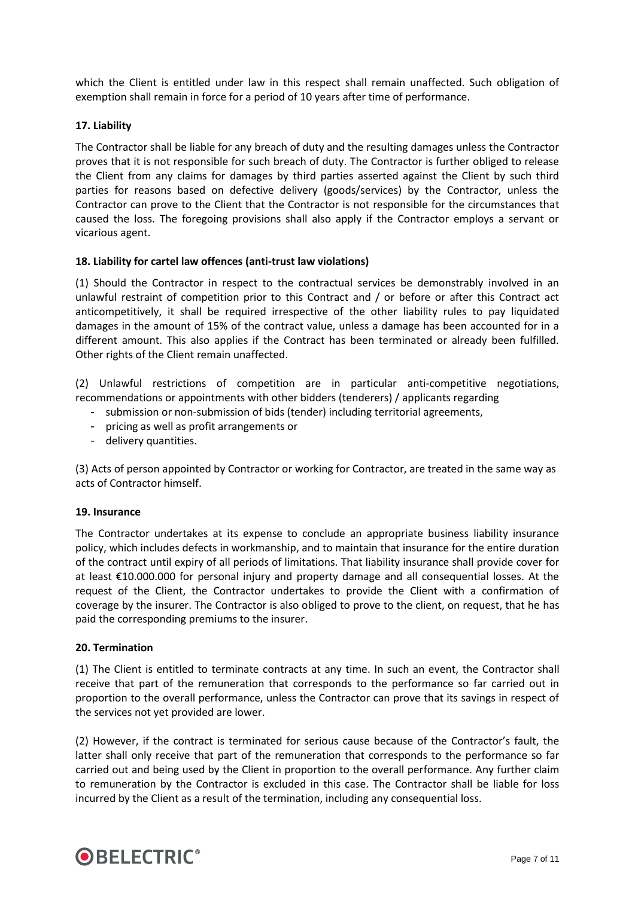which the Client is entitled under law in this respect shall remain unaffected. Such obligation of exemption shall remain in force for a period of 10 years after time of performance.

**17. Liability**

The Contractor shall be liable for any breach of duty and the resulting damages unless the Contractor proves that it is not responsible for such breach of duty. The Contractor is further obliged to release the Client from any claims for damages by third parties asserted against the Client by such third parties for reasons based on defective delivery (goods/services) by the Contractor, unless the Contractor can prove to the Client that the Contractor is not responsible for the circumstances that caused the loss. The foregoing provisions shall also apply if the Contractor employs a servant or vicarious agent.

**18. Liability for cartel law offences (anti-trust law violations)**

(1) Should the Contractor in respect to the contractual services be demonstrably involved in an unlawful restraint of competition prior to this Contract and / or before or after this Contract act anticompetitively, it shall be required irrespective of the other liability rules to pay liquidated damages in the amount of 15% of the contract value, unless a damage has been accounted for in a different amount. This also applies if the Contract has been terminated or already been fulfilled. Other rights of the Client remain unaffected.

(2) Unlawful restrictions of competition are in particular anti-competitive negotiations, recommendations or appointments with other bidders (tenderers) / applicants regarding

- submission or non-submission of bids (tender) including territorial agreements,
- pricing as well as profit arrangements or
- delivery quantities.

(3) Acts of person appointed by Contractor or working for Contractor, are treated in the same way as acts of Contractor himself.

**19. Insurance**

The Contractor undertakes at its expense to conclude an appropriate business liability insurance policy, which includes defects in workmanship, and to maintain that insurance for the entire duration of the contract until expiry of all periods of limitations. That liability insurance shall provide cover for at least €10.000.000 for personal injury and property damage and all consequential losses. At the request of the Client, the Contractor undertakes to provide the Client with a confirmation of coverage by the insurer. The Contractor is also obliged to prove to the client, on request, that he has paid the corresponding premiums to the insurer.

**20. Termination**

(1) The Client is entitled to terminate contracts at any time. In such an event, the Contractor shall receive that part of the remuneration that corresponds to the performance so far carried out in proportion to the overall performance, unless the Contractor can prove that its savings in respect of the services not yet provided are lower.

(2) However, if the contract is terminated for serious cause because of the Contractor's fault, the latter shall only receive that part of the remuneration that corresponds to the performance so far carried out and being used by the Client in proportion to the overall performance. Any further claim to remuneration by the Contractor is excluded in this case. The Contractor shall be liable for loss incurred by the Client as a result of the termination, including any consequential loss.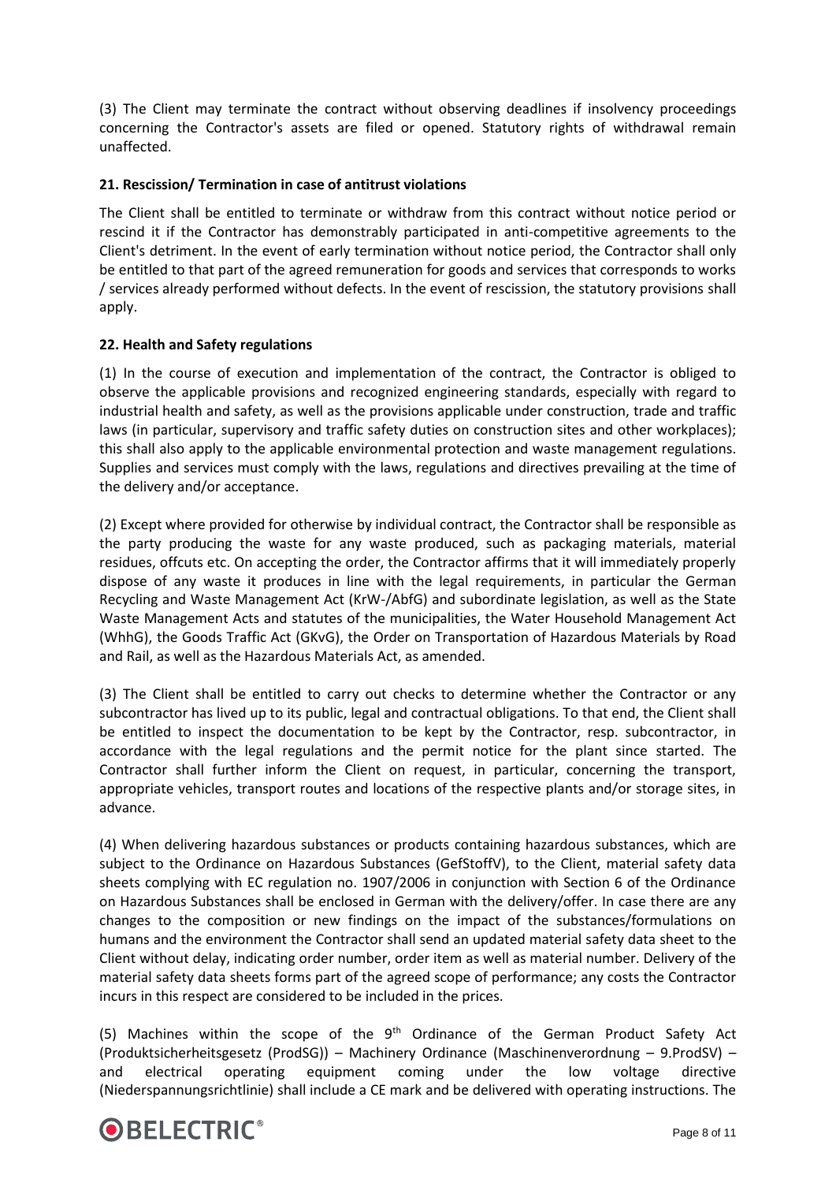(3) The Client may terminate the contract without observing deadlines if insolvency proceedings concerning the Contractor's assets are filed or opened. Statutory rights of withdrawal remain unaffected.

**21. Rescission/ Termination in case of antitrust violations**

The Client shall be entitled to terminate or withdraw from this contract without notice period or rescind it if the Contractor has demonstrably participated in anti-competitive agreements to the Client's detriment. In the event of early termination without notice period, the Contractor shall only be entitled to that part of the agreed remuneration for goods and services that corresponds to works / services already performed without defects. In the event of rescission, the statutory provisions shall apply.

**22. Health and Safety regulations**

(1) In the course of execution and implementation of the contract, the Contractor is obliged to observe the applicable provisions and recognized engineering standards, especially with regard to industrial health and safety, as well as the provisions applicable under construction, trade and traffic laws (in particular, supervisory and traffic safety duties on construction sites and other workplaces); this shall also apply to the applicable environmental protection and waste management regulations. Supplies and services must comply with the laws, regulations and directives prevailing at the time of the delivery and/or acceptance.

(2) Except where provided for otherwise by individual contract, the Contractor shall be responsible as the party producing the waste for any waste produced, such as packaging materials, material residues, offcuts etc. On accepting the order, the Contractor affirms that it will immediately properly dispose of any waste it produces in line with the legal requirements, in particular the German Recycling and Waste Management Act (KrW-/AbfG) and subordinate legislation, as well as the State Waste Management Acts and statutes of the municipalities, the Water Household Management Act (WhhG), the Goods Traffic Act (GKvG), the Order on Transportation of Hazardous Materials by Road and Rail, as well as the Hazardous Materials Act, as amended.

(3) The Client shall be entitled to carry out checks to determine whether the Contractor or any subcontractor has lived up to its public, legal and contractual obligations. To that end, the Client shall be entitled to inspect the documentation to be kept by the Contractor, resp. subcontractor, in accordance with the legal regulations and the permit notice for the plant since started. The Contractor shall further inform the Client on request, in particular, concerning the transport, appropriate vehicles, transport routes and locations of the respective plants and/or storage sites, in advance.

(4) When delivering hazardous substances or products containing hazardous substances, which are subject to the Ordinance on Hazardous Substances (GefStoffV), to the Client, material safety data sheets complying with EC regulation no. 1907/2006 in conjunction with Section 6 of the Ordinance on Hazardous Substances shall be enclosed in German with the delivery/offer. In case there are any changes to the composition or new findings on the impact of the substances/formulations on humans and the environment the Contractor shall send an updated material safety data sheet to the Client without delay, indicating order number, order item as well as material number. Delivery of the material safety data sheets forms part of the agreed scope of performance; any costs the Contractor incurs in this respect are considered to be included in the prices.

(5) Machines within the scope of the 9th Ordinance of the German Product Safety Act (Produktsicherheitsgesetz (ProdSG)) – Machinery Ordinance (Maschinenverordnung – 9.ProdSV) – and electrical operating equipment coming under the low voltage directive (Niederspannungsrichtlinie) shall include a CE mark and be delivered with operating instructions. The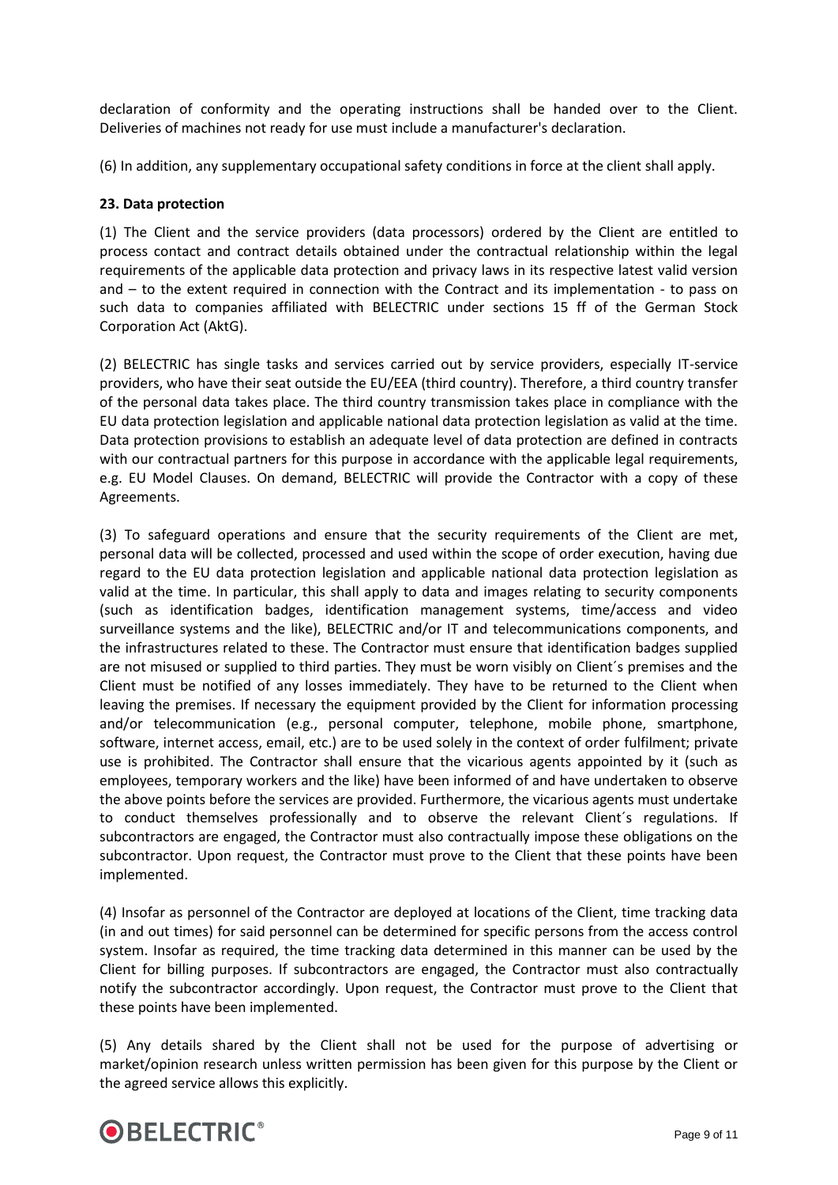declaration of conformity and the operating instructions shall be handed over to the Client. Deliveries of machines not ready for use must include a manufacturer's declaration.

(6) In addition, any supplementary occupational safety conditions in force at the client shall apply.

**23. Data protection**

(1) The Client and the service providers (data processors) ordered by the Client are entitled to process contact and contract details obtained under the contractual relationship within the legal requirements of the applicable data protection and privacy laws in its respective latest valid version and – to the extent required in connection with the Contract and its implementation - to pass on such data to companies affiliated with BELECTRIC under sections 15 ff of the German Stock Corporation Act (AktG).

(2) BELECTRIC has single tasks and services carried out by service providers, especially IT-service providers, who have their seat outside the EU/EEA (third country). Therefore, a third country transfer of the personal data takes place. The third country transmission takes place in compliance with the EU data protection legislation and applicable national data protection legislation as valid at the time. Data protection provisions to establish an adequate level of data protection are defined in contracts with our contractual partners for this purpose in accordance with the applicable legal requirements, e.g. EU Model Clauses. On demand, BELECTRIC will provide the Contractor with a copy of these Agreements.

(3) To safeguard operations and ensure that the security requirements of the Client are met, personal data will be collected, processed and used within the scope of order execution, having due regard to the EU data protection legislation and applicable national data protection legislation as valid at the time. In particular, this shall apply to data and images relating to security components (such as identification badges, identification management systems, time/access and video surveillance systems and the like), BELECTRIC and/or IT and telecommunications components, and the infrastructures related to these. The Contractor must ensure that identification badges supplied are not misused or supplied to third parties. They must be worn visibly on Client´s premises and the Client must be notified of any losses immediately. They have to be returned to the Client when leaving the premises. If necessary the equipment provided by the Client for information processing and/or telecommunication (e.g., personal computer, telephone, mobile phone, smartphone, software, internet access, email, etc.) are to be used solely in the context of order fulfilment; private use is prohibited. The Contractor shall ensure that the vicarious agents appointed by it (such as employees, temporary workers and the like) have been informed of and have undertaken to observe the above points before the services are provided. Furthermore, the vicarious agents must undertake to conduct themselves professionally and to observe the relevant Client´s regulations. If subcontractors are engaged, the Contractor must also contractually impose these obligations on the subcontractor. Upon request, the Contractor must prove to the Client that these points have been implemented.

(4) Insofar as personnel of the Contractor are deployed at locations of the Client, time tracking data (in and out times) for said personnel can be determined for specific persons from the access control system. Insofar as required, the time tracking data determined in this manner can be used by the Client for billing purposes. If subcontractors are engaged, the Contractor must also contractually notify the subcontractor accordingly. Upon request, the Contractor must prove to the Client that these points have been implemented.

(5) Any details shared by the Client shall not be used for the purpose of advertising or market/opinion research unless written permission has been given for this purpose by the Client or the agreed service allows this explicitly.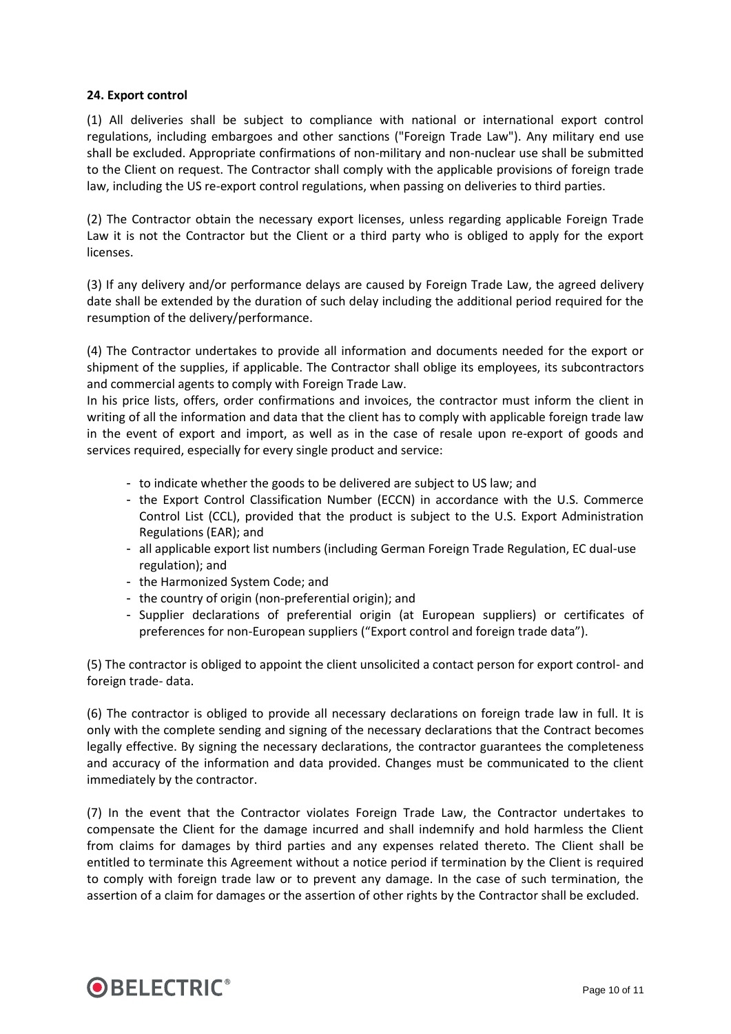**24. Export control**

(1) All deliveries shall be subject to compliance with national or international export control regulations, including embargoes and other sanctions ("Foreign Trade Law"). Any military end use shall be excluded. Appropriate confirmations of non-military and non-nuclear use shall be submitted to the Client on request. The Contractor shall comply with the applicable provisions of foreign trade law, including the US re-export control regulations, when passing on deliveries to third parties.

(2) The Contractor obtain the necessary export licenses, unless regarding applicable Foreign Trade Law it is not the Contractor but the Client or a third party who is obliged to apply for the export licenses.

(3) If any delivery and/or performance delays are caused by Foreign Trade Law, the agreed delivery date shall be extended by the duration of such delay including the additional period required for the resumption of the delivery/performance.

(4) The Contractor undertakes to provide all information and documents needed for the export or shipment of the supplies, if applicable. The Contractor shall oblige its employees, its subcontractors and commercial agents to comply with Foreign Trade Law.
In his price lists, offers, order confirmations and invoices, the contractor must inform the client in writing of all the information and data that the client has to comply with applicable foreign trade law in the event of export and import, as well as in the case of resale upon re-export of goods and services required, especially for every single product and service:

- to indicate whether the goods to be delivered are subject to US law; and
- the Export Control Classification Number (ECCN) in accordance with the U.S. Commerce Control List (CCL), provided that the product is subject to the U.S. Export Administration Regulations (EAR); and
- all applicable export list numbers (including German Foreign Trade Regulation, EC dual-use regulation); and
- the Harmonized System Code; and
- the country of origin (non-preferential origin); and
- Supplier declarations of preferential origin (at European suppliers) or certificates of preferences for non-European suppliers ("Export control and foreign trade data").

(5) The contractor is obliged to appoint the client unsolicited a contact person for export control- and foreign trade- data.

(6) The contractor is obliged to provide all necessary declarations on foreign trade law in full. It is only with the complete sending and signing of the necessary declarations that the Contract becomes legally effective. By signing the necessary declarations, the contractor guarantees the completeness and accuracy of the information and data provided. Changes must be communicated to the client immediately by the contractor.

(7) In the event that the Contractor violates Foreign Trade Law, the Contractor undertakes to compensate the Client for the damage incurred and shall indemnify and hold harmless the Client from claims for damages by third parties and any expenses related thereto. The Client shall be entitled to terminate this Agreement without a notice period if termination by the Client is required to comply with foreign trade law or to prevent any damage. In the case of such termination, the assertion of a claim for damages or the assertion of other rights by the Contractor shall be excluded.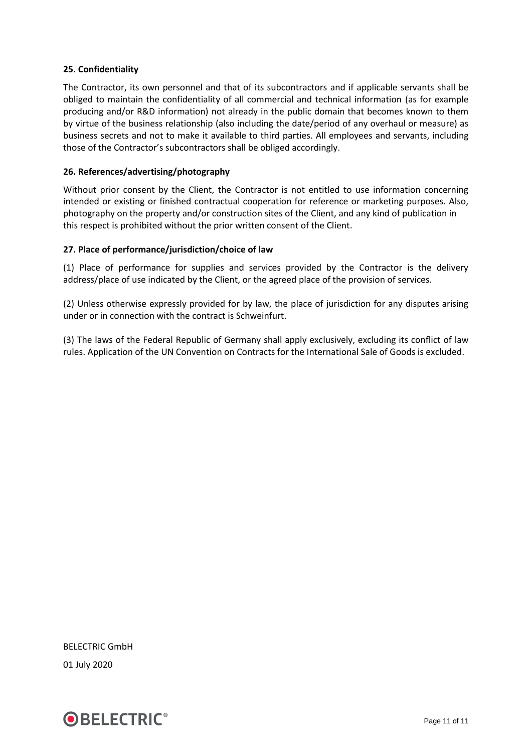**25. Confidentiality**

The Contractor, its own personnel and that of its subcontractors and if applicable servants shall be obliged to maintain the confidentiality of all commercial and technical information (as for example producing and/or R&D information) not already in the public domain that becomes known to them by virtue of the business relationship (also including the date/period of any overhaul or measure) as business secrets and not to make it available to third parties. All employees and servants, including those of the Contractor's subcontractors shall be obliged accordingly.

**26. References/advertising/photography**

Without prior consent by the Client, the Contractor is not entitled to use information concerning intended or existing or finished contractual cooperation for reference or marketing purposes. Also, photography on the property and/or construction sites of the Client, and any kind of publication in this respect is prohibited without the prior written consent of the Client.

**27. Place of performance/jurisdiction/choice of law**

(1) Place of performance for supplies and services provided by the Contractor is the delivery address/place of use indicated by the Client, or the agreed place of the provision of services.

(2) Unless otherwise expressly provided for by law, the place of jurisdiction for any disputes arising under or in connection with the contract is Schweinfurt.

(3) The laws of the Federal Republic of Germany shall apply exclusively, excluding its conflict of law rules. Application of the UN Convention on Contracts for the International Sale of Goods is excluded.

BELECTRIC GmbH

01 July 2020